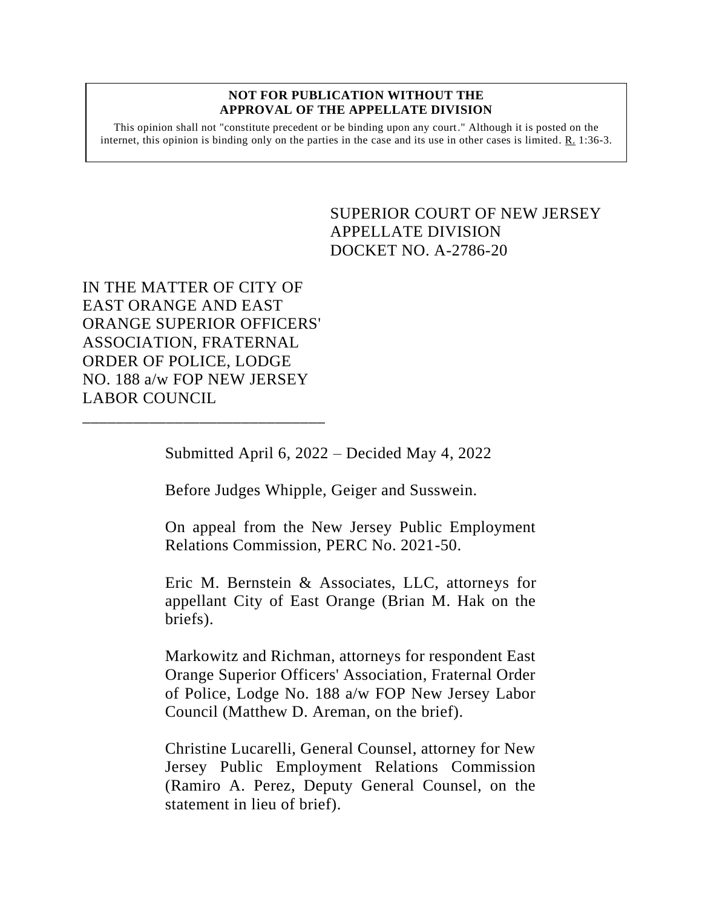**NOT FOR PUBLICATION WITHOUT THE APPROVAL OF THE APPELLATE DIVISION**

This opinion shall not "constitute precedent or be binding upon any court." Although it is posted on the internet, this opinion is binding only on the parties in the case and its use in other cases is limited. R. 1:36-3.

SUPERIOR COURT OF NEW JERSEY
APPELLATE DIVISION
DOCKET NO. A-2786-20

IN THE MATTER OF CITY OF EAST ORANGE AND EAST ORANGE SUPERIOR OFFICERS' ASSOCIATION, FRATERNAL ORDER OF POLICE, LODGE NO. 188 a/w FOP NEW JERSEY LABOR COUNCIL

\_\_\_\_\_\_\_\_\_\_\_\_\_\_\_\_\_\_\_\_\_\_\_\_\_\_\_\_\_\_

Submitted April 6, 2022 – Decided May 4, 2022

Before Judges Whipple, Geiger and Susswein.

On appeal from the New Jersey Public Employment Relations Commission, PERC No. 2021-50.

Eric M. Bernstein & Associates, LLC, attorneys for appellant City of East Orange (Brian M. Hak on the briefs).

Markowitz and Richman, attorneys for respondent East Orange Superior Officers' Association, Fraternal Order of Police, Lodge No. 188 a/w FOP New Jersey Labor Council (Matthew D. Areman, on the brief).

Christine Lucarelli, General Counsel, attorney for New Jersey Public Employment Relations Commission (Ramiro A. Perez, Deputy General Counsel, on the statement in lieu of brief).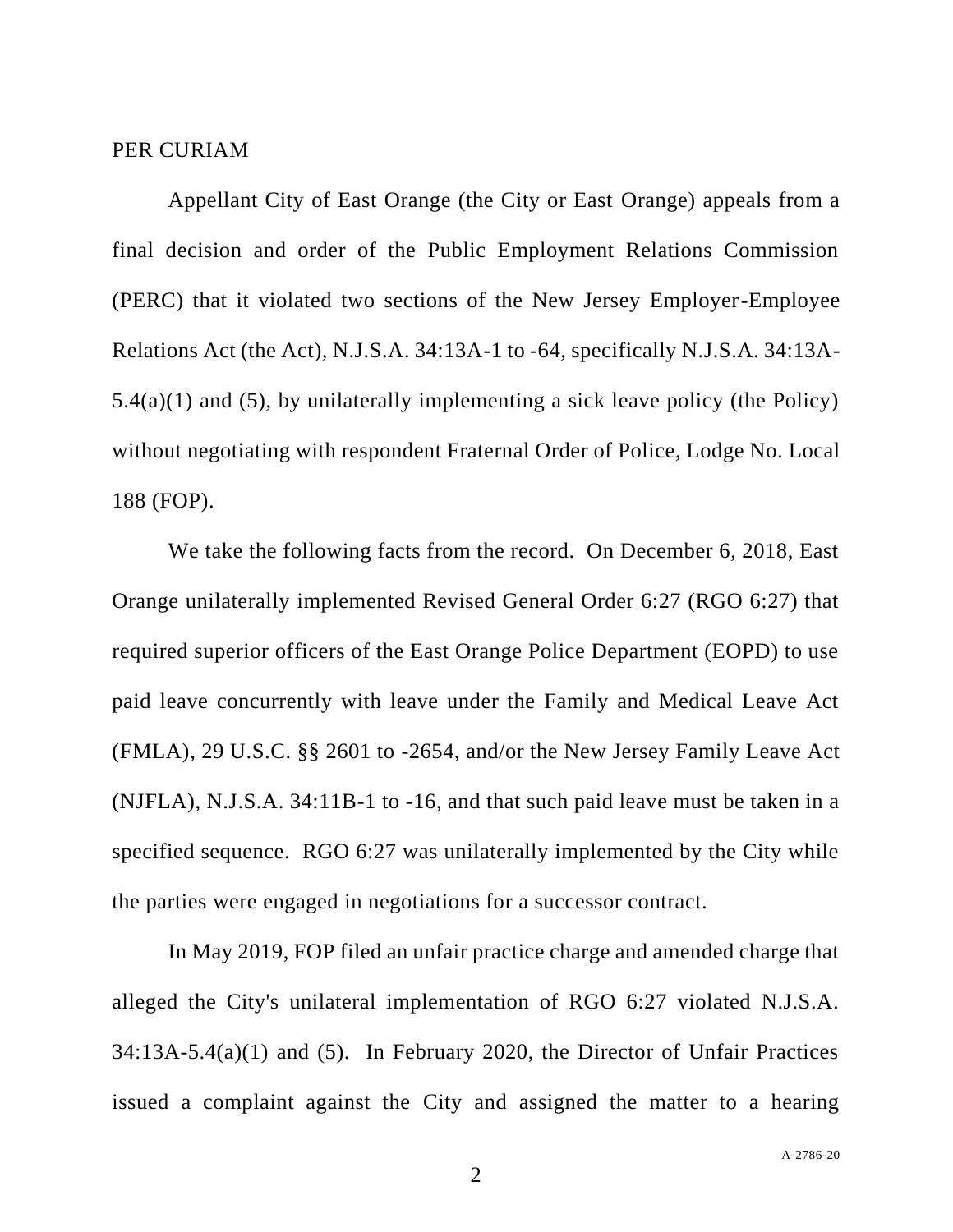PER CURIAM

Appellant City of East Orange (the City or East Orange) appeals from a final decision and order of the Public Employment Relations Commission (PERC) that it violated two sections of the New Jersey Employer-Employee Relations Act (the Act), N.J.S.A. 34:13A-1 to -64, specifically N.J.S.A. 34:13A-5.4(a)(1) and (5), by unilaterally implementing a sick leave policy (the Policy) without negotiating with respondent Fraternal Order of Police, Lodge No. Local 188 (FOP).

We take the following facts from the record. On December 6, 2018, East Orange unilaterally implemented Revised General Order 6:27 (RGO 6:27) that required superior officers of the East Orange Police Department (EOPD) to use paid leave concurrently with leave under the Family and Medical Leave Act (FMLA), 29 U.S.C. §§ 2601 to -2654, and/or the New Jersey Family Leave Act (NJFLA), N.J.S.A. 34:11B-1 to -16, and that such paid leave must be taken in a specified sequence. RGO 6:27 was unilaterally implemented by the City while the parties were engaged in negotiations for a successor contract.

In May 2019, FOP filed an unfair practice charge and amended charge that alleged the City's unilateral implementation of RGO 6:27 violated N.J.S.A. 34:13A-5.4(a)(1) and (5). In February 2020, the Director of Unfair Practices issued a complaint against the City and assigned the matter to a hearing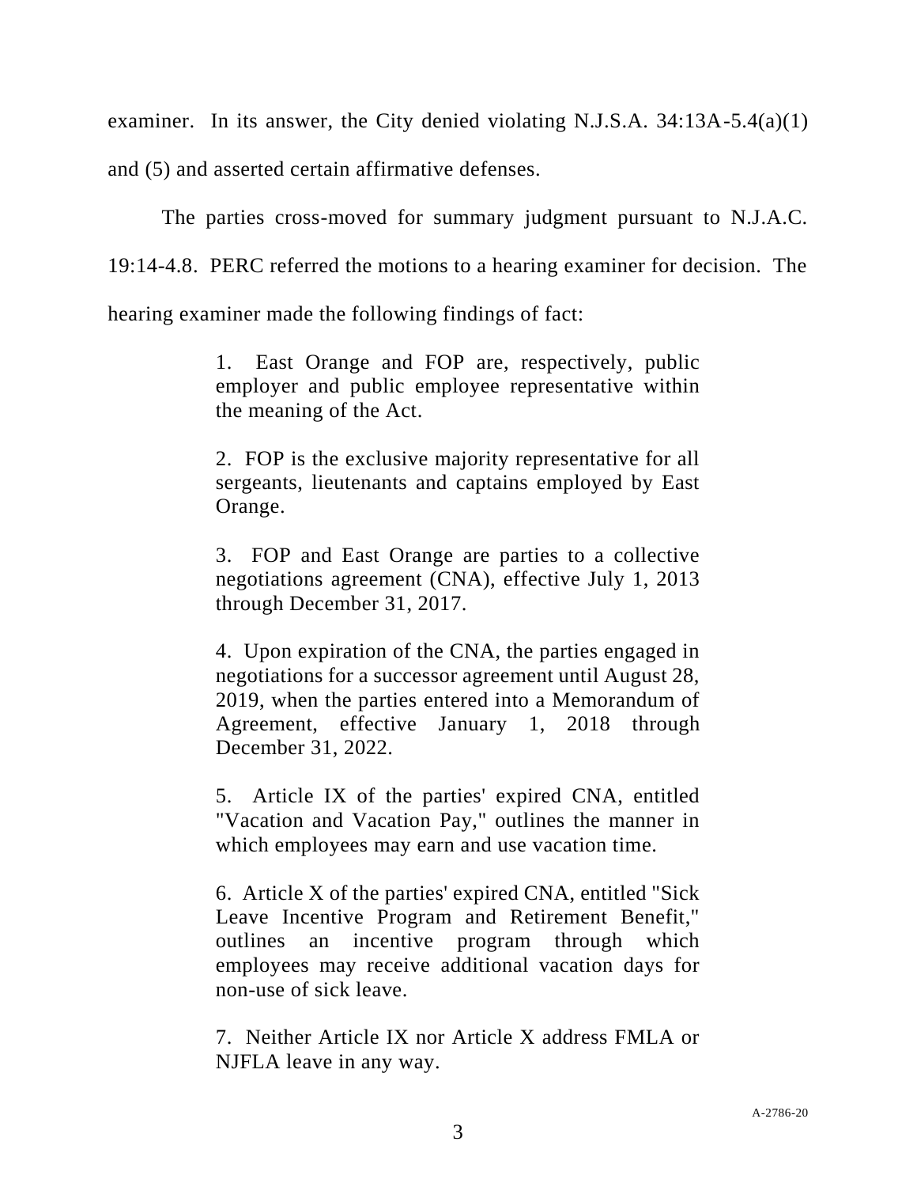examiner. In its answer, the City denied violating N.J.S.A. 34:13A-5.4(a)(1) and (5) and asserted certain affirmative defenses.

The parties cross-moved for summary judgment pursuant to N.J.A.C. 19:14-4.8. PERC referred the motions to a hearing examiner for decision. The hearing examiner made the following findings of fact:

> 1. East Orange and FOP are, respectively, public employer and public employee representative within the meaning of the Act.
>
> 2. FOP is the exclusive majority representative for all sergeants, lieutenants and captains employed by East Orange.
>
> 3. FOP and East Orange are parties to a collective negotiations agreement (CNA), effective July 1, 2013 through December 31, 2017.
>
> 4. Upon expiration of the CNA, the parties engaged in negotiations for a successor agreement until August 28, 2019, when the parties entered into a Memorandum of Agreement, effective January 1, 2018 through December 31, 2022.
>
> 5. Article IX of the parties' expired CNA, entitled "Vacation and Vacation Pay," outlines the manner in which employees may earn and use vacation time.
>
> 6. Article X of the parties' expired CNA, entitled "Sick Leave Incentive Program and Retirement Benefit," outlines an incentive program through which employees may receive additional vacation days for non-use of sick leave.
>
> 7. Neither Article IX nor Article X address FMLA or NJFLA leave in any way.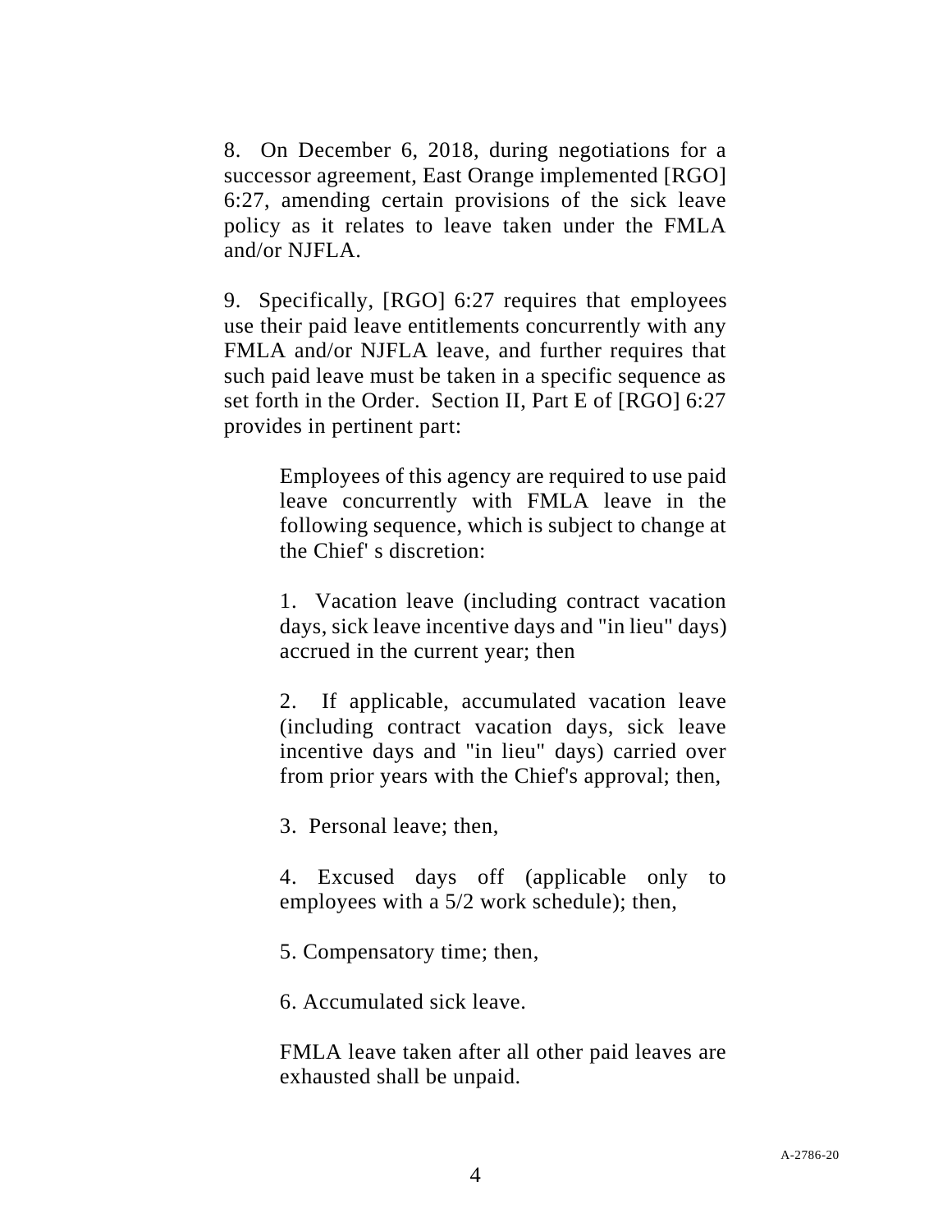8. On December 6, 2018, during negotiations for a successor agreement, East Orange implemented [RGO] 6:27, amending certain provisions of the sick leave policy as it relates to leave taken under the FMLA and/or NJFLA.

9. Specifically, [RGO] 6:27 requires that employees use their paid leave entitlements concurrently with any FMLA and/or NJFLA leave, and further requires that such paid leave must be taken in a specific sequence as set forth in the Order. Section II, Part E of [RGO] 6:27 provides in pertinent part:

> Employees of this agency are required to use paid leave concurrently with FMLA leave in the following sequence, which is subject to change at the Chief' s discretion:
>
> 1. Vacation leave (including contract vacation days, sick leave incentive days and "in lieu" days) accrued in the current year; then
>
> 2. If applicable, accumulated vacation leave (including contract vacation days, sick leave incentive days and "in lieu" days) carried over from prior years with the Chief's approval; then,
>
> 3. Personal leave; then,
>
> 4. Excused days off (applicable only to employees with a 5/2 work schedule); then,
>
> 5. Compensatory time; then,
>
> 6. Accumulated sick leave.
>
> FMLA leave taken after all other paid leaves are exhausted shall be unpaid.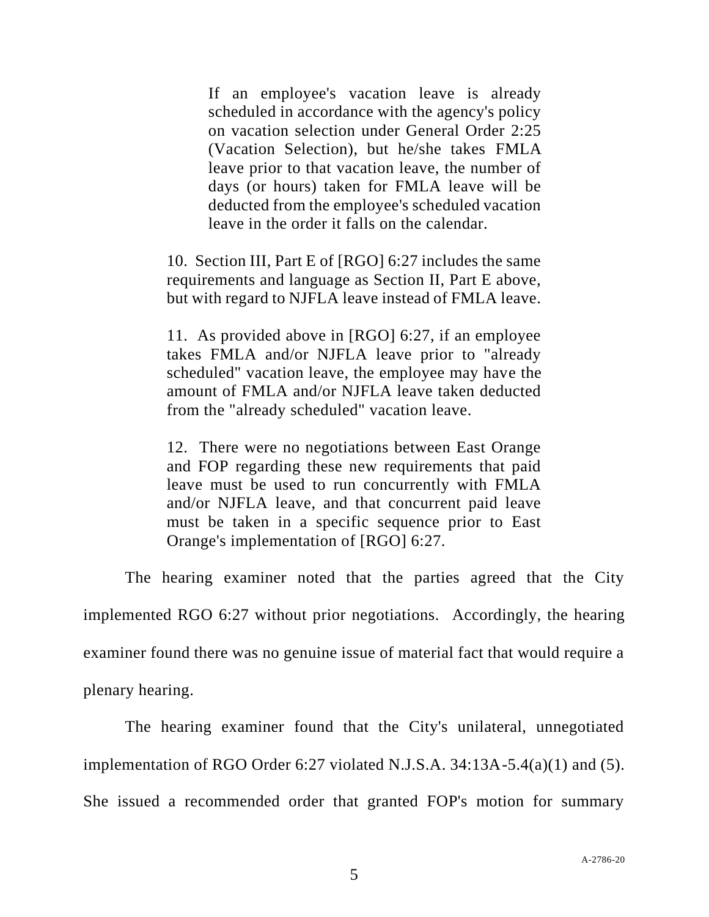> If an employee's vacation leave is already scheduled in accordance with the agency's policy on vacation selection under General Order 2:25 (Vacation Selection), but he/she takes FMLA leave prior to that vacation leave, the number of days (or hours) taken for FMLA leave will be deducted from the employee's scheduled vacation leave in the order it falls on the calendar.

> 10. Section III, Part E of [RGO] 6:27 includes the same requirements and language as Section II, Part E above, but with regard to NJFLA leave instead of FMLA leave.
>
> 11. As provided above in [RGO] 6:27, if an employee takes FMLA and/or NJFLA leave prior to "already scheduled" vacation leave, the employee may have the amount of FMLA and/or NJFLA leave taken deducted from the "already scheduled" vacation leave.
>
> 12. There were no negotiations between East Orange and FOP regarding these new requirements that paid leave must be used to run concurrently with FMLA and/or NJFLA leave, and that concurrent paid leave must be taken in a specific sequence prior to East Orange's implementation of [RGO] 6:27.

The hearing examiner noted that the parties agreed that the City implemented RGO 6:27 without prior negotiations. Accordingly, the hearing examiner found there was no genuine issue of material fact that would require a plenary hearing.

The hearing examiner found that the City's unilateral, unnegotiated implementation of RGO Order 6:27 violated N.J.S.A. 34:13A-5.4(a)(1) and (5). She issued a recommended order that granted FOP's motion for summary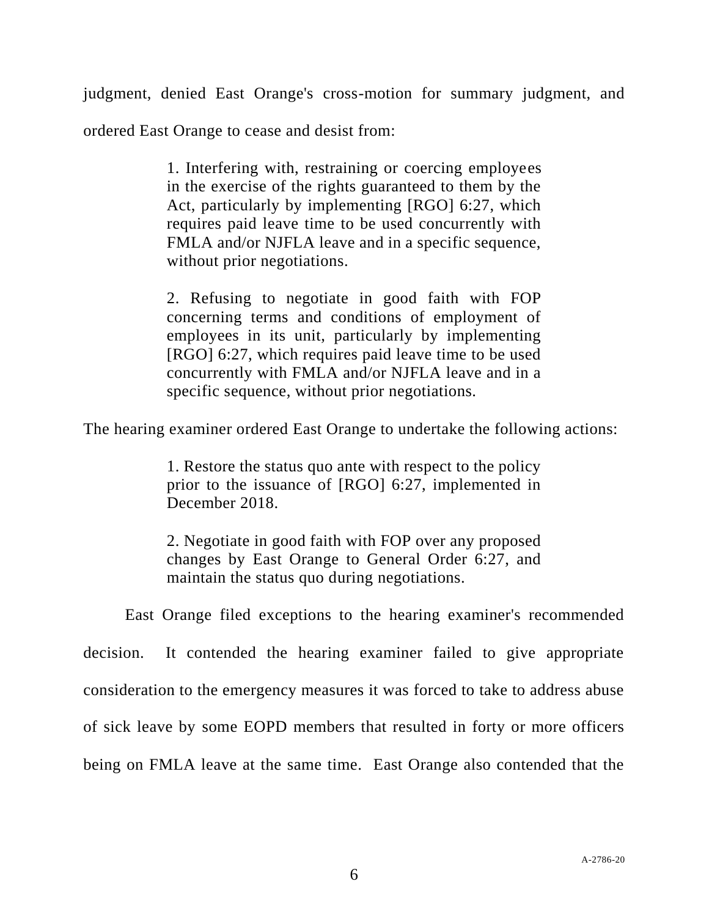judgment, denied East Orange's cross-motion for summary judgment, and ordered East Orange to cease and desist from:

> 1. Interfering with, restraining or coercing employees in the exercise of the rights guaranteed to them by the Act, particularly by implementing [RGO] 6:27, which requires paid leave time to be used concurrently with FMLA and/or NJFLA leave and in a specific sequence, without prior negotiations.
>
> 2. Refusing to negotiate in good faith with FOP concerning terms and conditions of employment of employees in its unit, particularly by implementing [RGO] 6:27, which requires paid leave time to be used concurrently with FMLA and/or NJFLA leave and in a specific sequence, without prior negotiations.

The hearing examiner ordered East Orange to undertake the following actions:

> 1. Restore the status quo ante with respect to the policy prior to the issuance of [RGO] 6:27, implemented in December 2018.
>
> 2. Negotiate in good faith with FOP over any proposed changes by East Orange to General Order 6:27, and maintain the status quo during negotiations.

East Orange filed exceptions to the hearing examiner's recommended decision. It contended the hearing examiner failed to give appropriate consideration to the emergency measures it was forced to take to address abuse of sick leave by some EOPD members that resulted in forty or more officers being on FMLA leave at the same time. East Orange also contended that the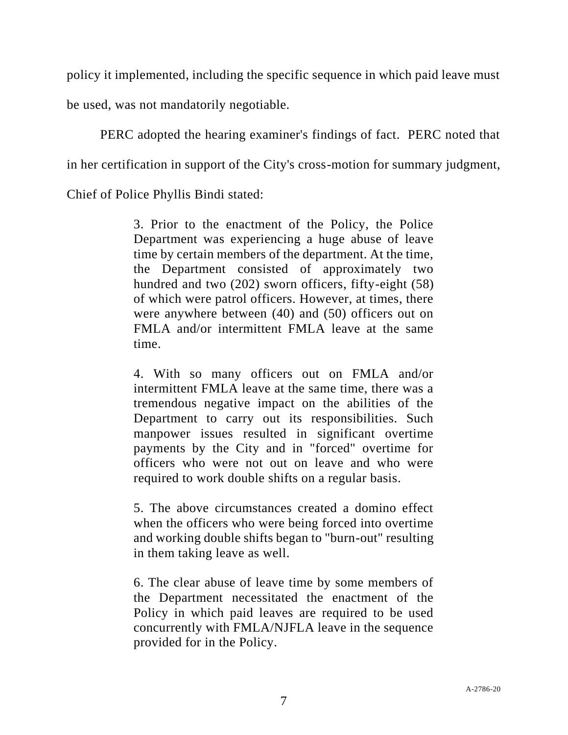policy it implemented, including the specific sequence in which paid leave must be used, was not mandatorily negotiable.

PERC adopted the hearing examiner's findings of fact. PERC noted that in her certification in support of the City's cross-motion for summary judgment, Chief of Police Phyllis Bindi stated:

> 3. Prior to the enactment of the Policy, the Police Department was experiencing a huge abuse of leave time by certain members of the department. At the time, the Department consisted of approximately two hundred and two (202) sworn officers, fifty-eight (58) of which were patrol officers. However, at times, there were anywhere between (40) and (50) officers out on FMLA and/or intermittent FMLA leave at the same time.
>
> 4. With so many officers out on FMLA and/or intermittent FMLA leave at the same time, there was a tremendous negative impact on the abilities of the Department to carry out its responsibilities. Such manpower issues resulted in significant overtime payments by the City and in "forced" overtime for officers who were not out on leave and who were required to work double shifts on a regular basis.
>
> 5. The above circumstances created a domino effect when the officers who were being forced into overtime and working double shifts began to "burn-out" resulting in them taking leave as well.
>
> 6. The clear abuse of leave time by some members of the Department necessitated the enactment of the Policy in which paid leaves are required to be used concurrently with FMLA/NJFLA leave in the sequence provided for in the Policy.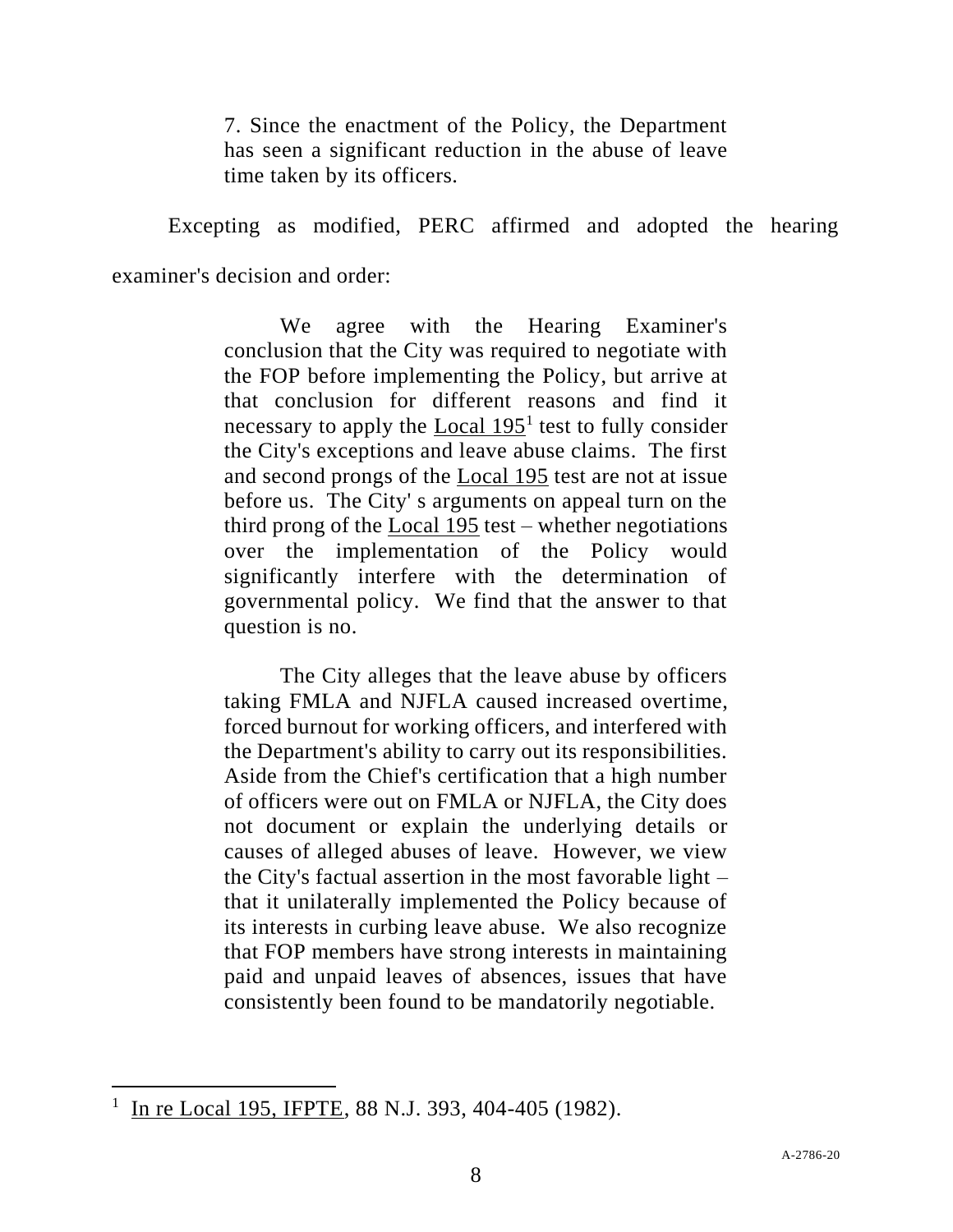> 7. Since the enactment of the Policy, the Department has seen a significant reduction in the abuse of leave time taken by its officers.

Excepting as modified, PERC affirmed and adopted the hearing examiner's decision and order:

> We agree with the Hearing Examiner's conclusion that the City was required to negotiate with the FOP before implementing the Policy, but arrive at that conclusion for different reasons and find it necessary to apply the Local 195[1] test to fully consider the City's exceptions and leave abuse claims. The first and second prongs of the Local 195 test are not at issue before us. The City' s arguments on appeal turn on the third prong of the Local 195 test – whether negotiations over the implementation of the Policy would significantly interfere with the determination of governmental policy. We find that the answer to that question is no.
>
> The City alleges that the leave abuse by officers taking FMLA and NJFLA caused increased overtime, forced burnout for working officers, and interfered with the Department's ability to carry out its responsibilities. Aside from the Chief's certification that a high number of officers were out on FMLA or NJFLA, the City does not document or explain the underlying details or causes of alleged abuses of leave. However, we view the City's factual assertion in the most favorable light – that it unilaterally implemented the Policy because of its interests in curbing leave abuse. We also recognize that FOP members have strong interests in maintaining paid and unpaid leaves of absences, issues that have consistently been found to be mandatorily negotiable.

---

[1] In re Local 195, IFPTE, 88 N.J. 393, 404-405 (1982).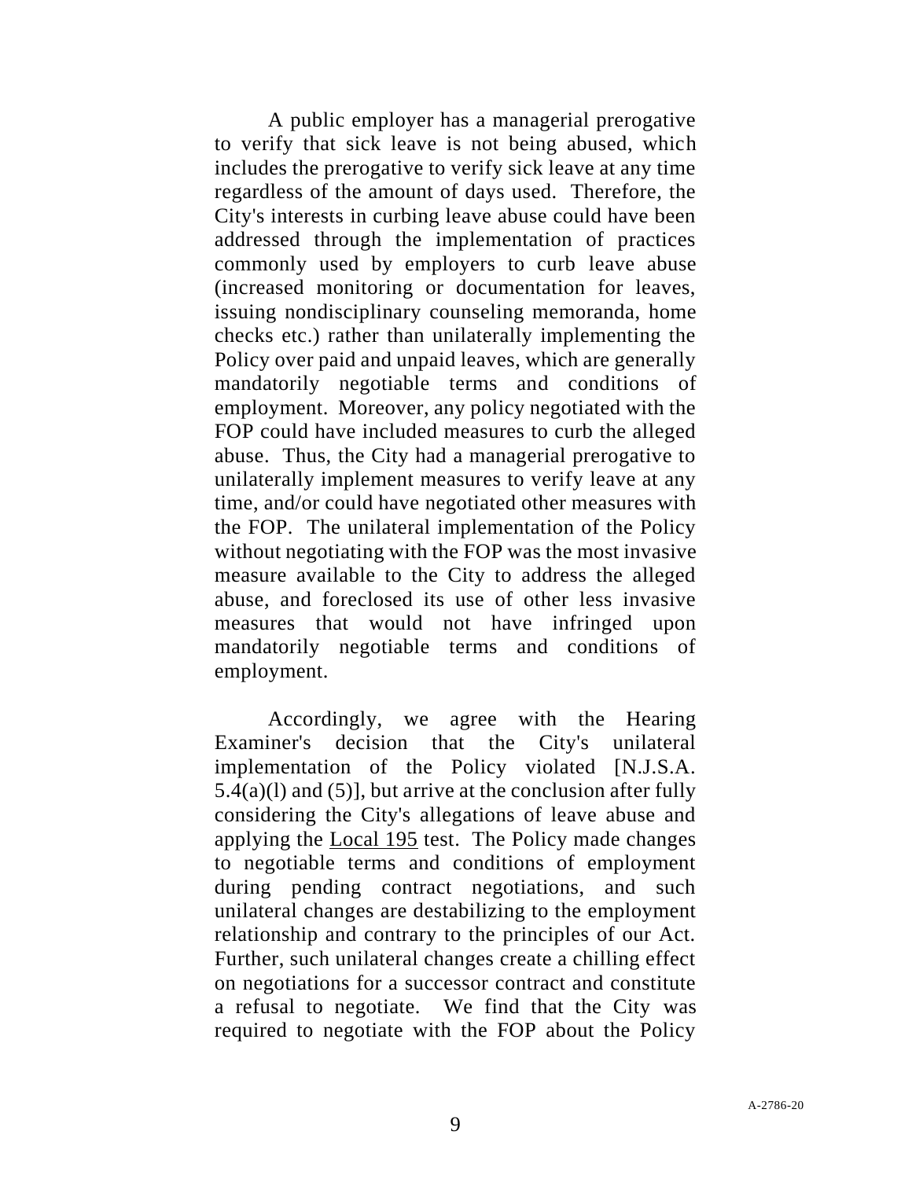A public employer has a managerial prerogative to verify that sick leave is not being abused, which includes the prerogative to verify sick leave at any time regardless of the amount of days used. Therefore, the City's interests in curbing leave abuse could have been addressed through the implementation of practices commonly used by employers to curb leave abuse (increased monitoring or documentation for leaves, issuing nondisciplinary counseling memoranda, home checks etc.) rather than unilaterally implementing the Policy over paid and unpaid leaves, which are generally mandatorily negotiable terms and conditions of employment. Moreover, any policy negotiated with the FOP could have included measures to curb the alleged abuse. Thus, the City had a managerial prerogative to unilaterally implement measures to verify leave at any time, and/or could have negotiated other measures with the FOP. The unilateral implementation of the Policy without negotiating with the FOP was the most invasive measure available to the City to address the alleged abuse, and foreclosed its use of other less invasive measures that would not have infringed upon mandatorily negotiable terms and conditions of employment.

Accordingly, we agree with the Hearing Examiner's decision that the City's unilateral implementation of the Policy violated [N.J.S.A. 5.4(a)(l) and (5)], but arrive at the conclusion after fully considering the City's allegations of leave abuse and applying the Local 195 test. The Policy made changes to negotiable terms and conditions of employment during pending contract negotiations, and such unilateral changes are destabilizing to the employment relationship and contrary to the principles of our Act. Further, such unilateral changes create a chilling effect on negotiations for a successor contract and constitute a refusal to negotiate. We find that the City was required to negotiate with the FOP about the Policy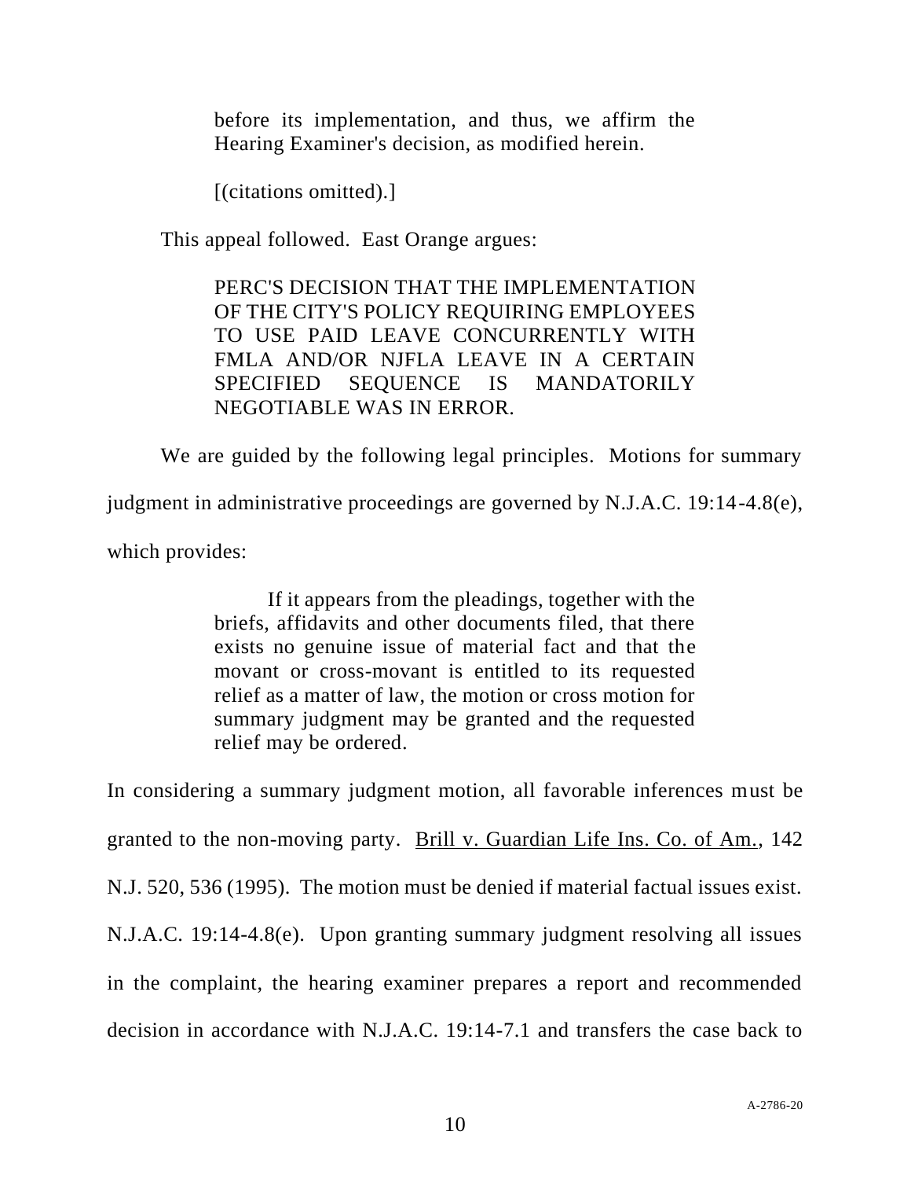> before its implementation, and thus, we affirm the Hearing Examiner's decision, as modified herein.
>
> [(citations omitted).]

This appeal followed. East Orange argues:

> PERC'S DECISION THAT THE IMPLEMENTATION OF THE CITY'S POLICY REQUIRING EMPLOYEES TO USE PAID LEAVE CONCURRENTLY WITH FMLA AND/OR NJFLA LEAVE IN A CERTAIN SPECIFIED SEQUENCE IS MANDATORILY NEGOTIABLE WAS IN ERROR.

We are guided by the following legal principles. Motions for summary judgment in administrative proceedings are governed by N.J.A.C. 19:14-4.8(e), which provides:

> If it appears from the pleadings, together with the briefs, affidavits and other documents filed, that there exists no genuine issue of material fact and that the movant or cross-movant is entitled to its requested relief as a matter of law, the motion or cross motion for summary judgment may be granted and the requested relief may be ordered.

In considering a summary judgment motion, all favorable inferences must be granted to the non-moving party. Brill v. Guardian Life Ins. Co. of Am., 142 N.J. 520, 536 (1995). The motion must be denied if material factual issues exist. N.J.A.C. 19:14-4.8(e). Upon granting summary judgment resolving all issues in the complaint, the hearing examiner prepares a report and recommended decision in accordance with N.J.A.C. 19:14-7.1 and transfers the case back to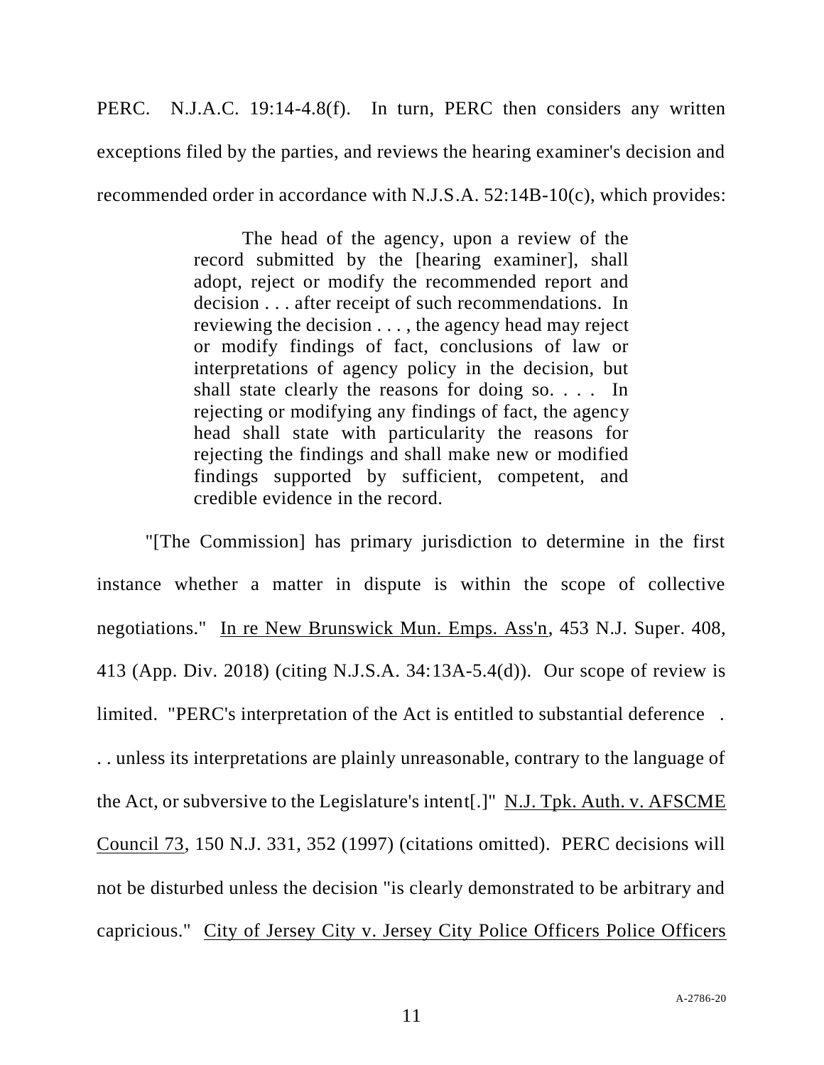PERC. N.J.A.C. 19:14-4.8(f). In turn, PERC then considers any written exceptions filed by the parties, and reviews the hearing examiner's decision and recommended order in accordance with N.J.S.A. 52:14B-10(c), which provides:

> The head of the agency, upon a review of the record submitted by the [hearing examiner], shall adopt, reject or modify the recommended report and decision . . . after receipt of such recommendations. In reviewing the decision . . . , the agency head may reject or modify findings of fact, conclusions of law or interpretations of agency policy in the decision, but shall state clearly the reasons for doing so. . . . In rejecting or modifying any findings of fact, the agency head shall state with particularity the reasons for rejecting the findings and shall make new or modified findings supported by sufficient, competent, and credible evidence in the record.

"[The Commission] has primary jurisdiction to determine in the first instance whether a matter in dispute is within the scope of collective negotiations." In re New Brunswick Mun. Emps. Ass'n, 453 N.J. Super. 408, 413 (App. Div. 2018) (citing N.J.S.A. 34:13A-5.4(d)). Our scope of review is limited. "PERC's interpretation of the Act is entitled to substantial deference . . . unless its interpretations are plainly unreasonable, contrary to the language of the Act, or subversive to the Legislature's intent[.]" N.J. Tpk. Auth. v. AFSCME Council 73, 150 N.J. 331, 352 (1997) (citations omitted). PERC decisions will not be disturbed unless the decision "is clearly demonstrated to be arbitrary and capricious." City of Jersey City v. Jersey City Police Officers Police Officers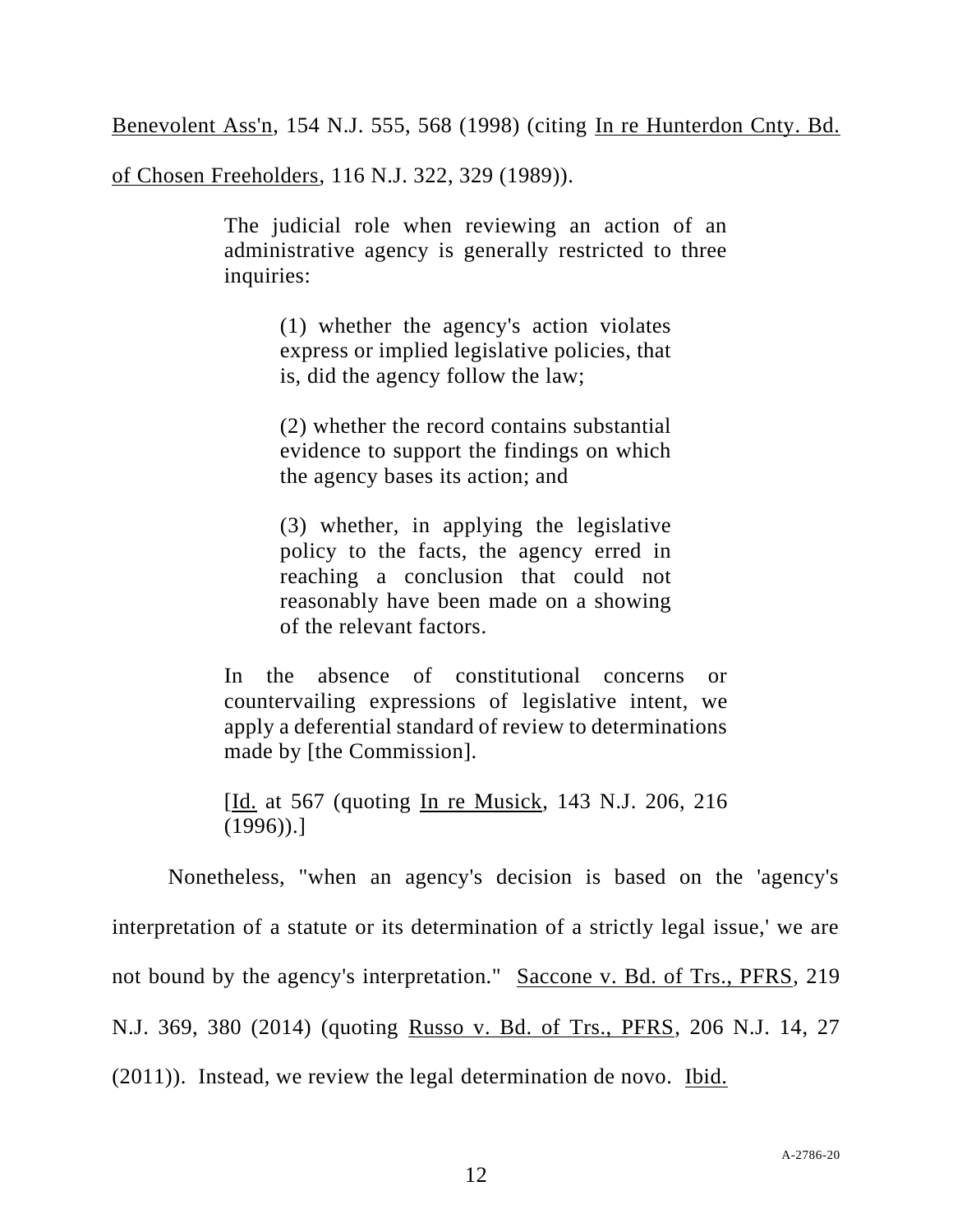Benevolent Ass'n, 154 N.J. 555, 568 (1998) (citing In re Hunterdon Cnty. Bd. of Chosen Freeholders, 116 N.J. 322, 329 (1989)).

> The judicial role when reviewing an action of an administrative agency is generally restricted to three inquiries:
>
> > (1) whether the agency's action violates express or implied legislative policies, that is, did the agency follow the law;
> >
> > (2) whether the record contains substantial evidence to support the findings on which the agency bases its action; and
> >
> > (3) whether, in applying the legislative policy to the facts, the agency erred in reaching a conclusion that could not reasonably have been made on a showing of the relevant factors.
>
> In the absence of constitutional concerns or countervailing expressions of legislative intent, we apply a deferential standard of review to determinations made by [the Commission].
>
> [Id. at 567 (quoting In re Musick, 143 N.J. 206, 216 (1996)).]

Nonetheless, "when an agency's decision is based on the 'agency's interpretation of a statute or its determination of a strictly legal issue,' we are not bound by the agency's interpretation." Saccone v. Bd. of Trs., PFRS, 219 N.J. 369, 380 (2014) (quoting Russo v. Bd. of Trs., PFRS, 206 N.J. 14, 27 (2011)). Instead, we review the legal determination de novo. Ibid.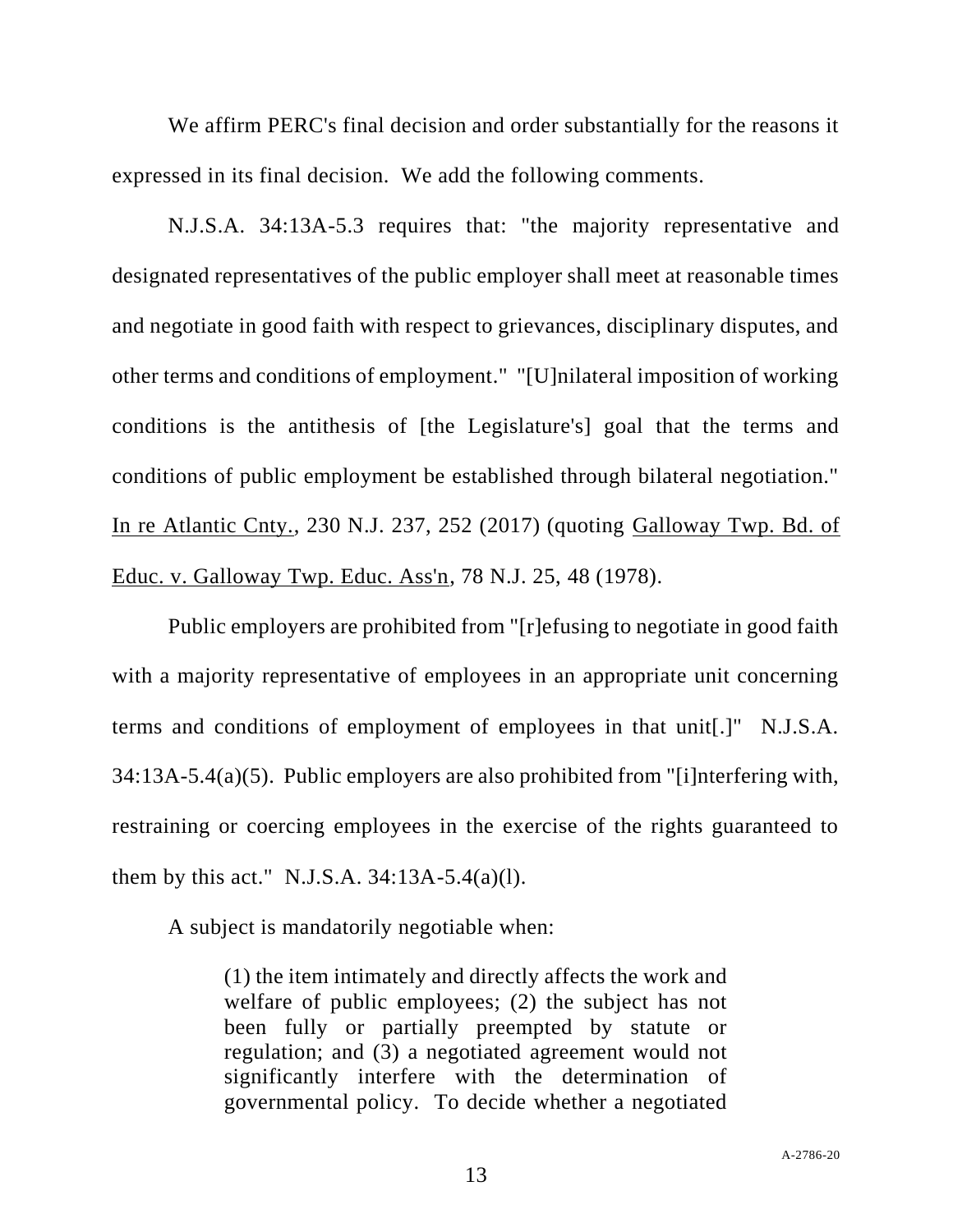We affirm PERC's final decision and order substantially for the reasons it expressed in its final decision. We add the following comments.

N.J.S.A. 34:13A-5.3 requires that: "the majority representative and designated representatives of the public employer shall meet at reasonable times and negotiate in good faith with respect to grievances, disciplinary disputes, and other terms and conditions of employment." "[U]nilateral imposition of working conditions is the antithesis of [the Legislature's] goal that the terms and conditions of public employment be established through bilateral negotiation." In re Atlantic Cnty., 230 N.J. 237, 252 (2017) (quoting Galloway Twp. Bd. of Educ. v. Galloway Twp. Educ. Ass'n, 78 N.J. 25, 48 (1978).

Public employers are prohibited from "[r]efusing to negotiate in good faith with a majority representative of employees in an appropriate unit concerning terms and conditions of employment of employees in that unit[.]" N.J.S.A. 34:13A-5.4(a)(5). Public employers are also prohibited from "[i]nterfering with, restraining or coercing employees in the exercise of the rights guaranteed to them by this act." N.J.S.A. 34:13A-5.4(a)(l).

A subject is mandatorily negotiable when:

> (1) the item intimately and directly affects the work and welfare of public employees; (2) the subject has not been fully or partially preempted by statute or regulation; and (3) a negotiated agreement would not significantly interfere with the determination of governmental policy. To decide whether a negotiated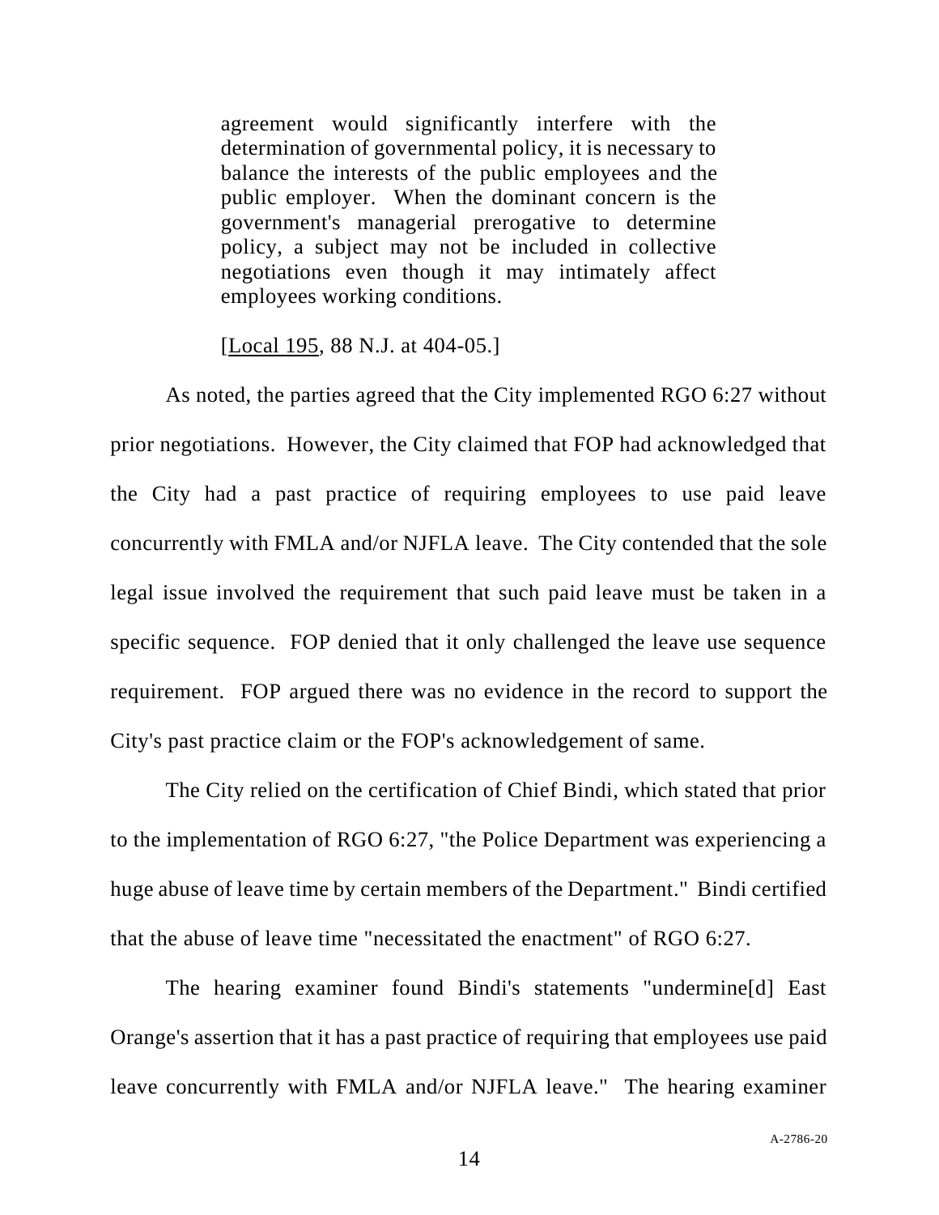> agreement would significantly interfere with the determination of governmental policy, it is necessary to balance the interests of the public employees and the public employer. When the dominant concern is the government's managerial prerogative to determine policy, a subject may not be included in collective negotiations even though it may intimately affect employees working conditions.
>
> [Local 195, 88 N.J. at 404-05.]

As noted, the parties agreed that the City implemented RGO 6:27 without prior negotiations. However, the City claimed that FOP had acknowledged that the City had a past practice of requiring employees to use paid leave concurrently with FMLA and/or NJFLA leave. The City contended that the sole legal issue involved the requirement that such paid leave must be taken in a specific sequence. FOP denied that it only challenged the leave use sequence requirement. FOP argued there was no evidence in the record to support the City's past practice claim or the FOP's acknowledgement of same.

The City relied on the certification of Chief Bindi, which stated that prior to the implementation of RGO 6:27, "the Police Department was experiencing a huge abuse of leave time by certain members of the Department." Bindi certified that the abuse of leave time "necessitated the enactment" of RGO 6:27.

The hearing examiner found Bindi's statements "undermine[d] East Orange's assertion that it has a past practice of requiring that employees use paid leave concurrently with FMLA and/or NJFLA leave." The hearing examiner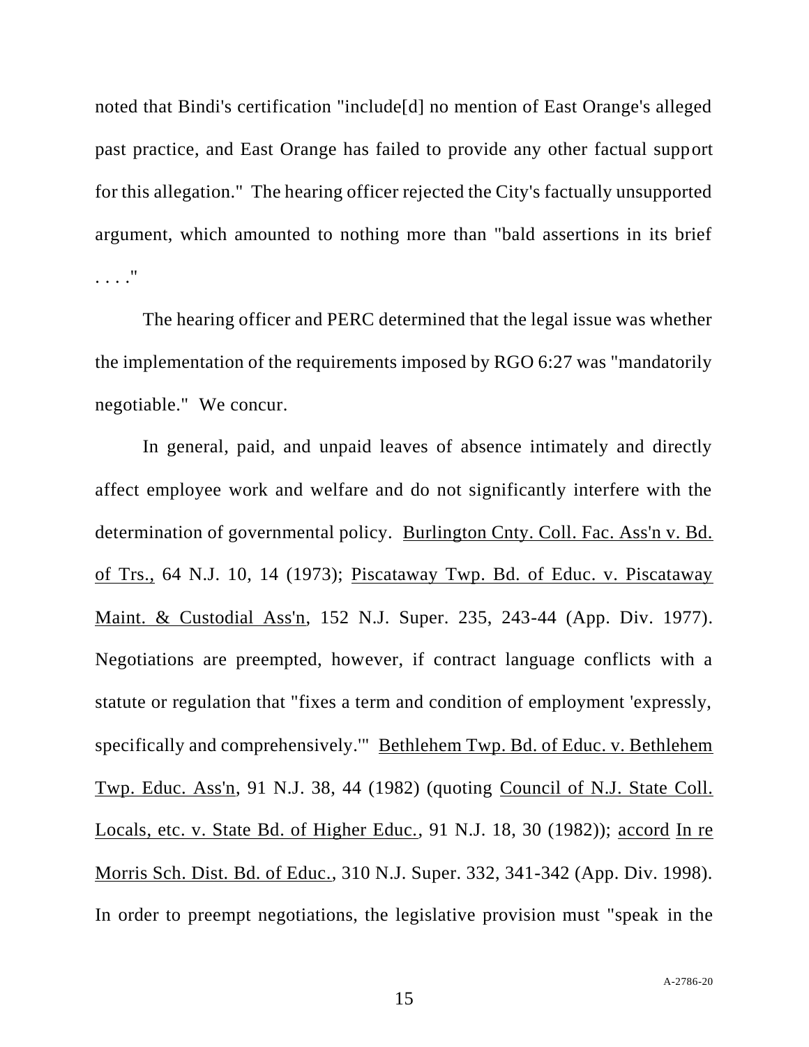noted that Bindi's certification "include[d] no mention of East Orange's alleged past practice, and East Orange has failed to provide any other factual support for this allegation." The hearing officer rejected the City's factually unsupported argument, which amounted to nothing more than "bald assertions in its brief . . . ."

The hearing officer and PERC determined that the legal issue was whether the implementation of the requirements imposed by RGO 6:27 was "mandatorily negotiable." We concur.

In general, paid, and unpaid leaves of absence intimately and directly affect employee work and welfare and do not significantly interfere with the determination of governmental policy. Burlington Cnty. Coll. Fac. Ass'n v. Bd. of Trs., 64 N.J. 10, 14 (1973); Piscataway Twp. Bd. of Educ. v. Piscataway Maint. & Custodial Ass'n, 152 N.J. Super. 235, 243-44 (App. Div. 1977). Negotiations are preempted, however, if contract language conflicts with a statute or regulation that "fixes a term and condition of employment 'expressly, specifically and comprehensively.'" Bethlehem Twp. Bd. of Educ. v. Bethlehem Twp. Educ. Ass'n, 91 N.J. 38, 44 (1982) (quoting Council of N.J. State Coll. Locals, etc. v. State Bd. of Higher Educ., 91 N.J. 18, 30 (1982)); accord In re Morris Sch. Dist. Bd. of Educ., 310 N.J. Super. 332, 341-342 (App. Div. 1998). In order to preempt negotiations, the legislative provision must "speak in the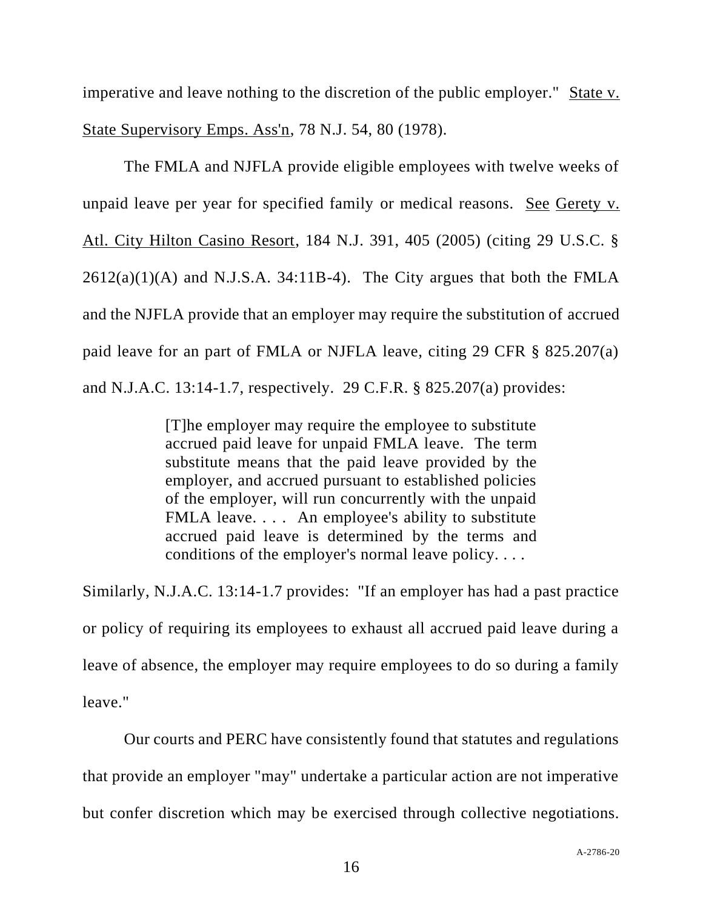imperative and leave nothing to the discretion of the public employer." State v. State Supervisory Emps. Ass'n, 78 N.J. 54, 80 (1978).

The FMLA and NJFLA provide eligible employees with twelve weeks of unpaid leave per year for specified family or medical reasons. See Gerety v. Atl. City Hilton Casino Resort, 184 N.J. 391, 405 (2005) (citing 29 U.S.C. § 2612(a)(1)(A) and N.J.S.A. 34:11B-4). The City argues that both the FMLA and the NJFLA provide that an employer may require the substitution of accrued paid leave for an part of FMLA or NJFLA leave, citing 29 CFR § 825.207(a) and N.J.A.C. 13:14-1.7, respectively. 29 C.F.R. § 825.207(a) provides:

> [T]he employer may require the employee to substitute accrued paid leave for unpaid FMLA leave. The term substitute means that the paid leave provided by the employer, and accrued pursuant to established policies of the employer, will run concurrently with the unpaid FMLA leave. . . . An employee's ability to substitute accrued paid leave is determined by the terms and conditions of the employer's normal leave policy. . . .

Similarly, N.J.A.C. 13:14-1.7 provides: "If an employer has had a past practice or policy of requiring its employees to exhaust all accrued paid leave during a leave of absence, the employer may require employees to do so during a family leave."

Our courts and PERC have consistently found that statutes and regulations that provide an employer "may" undertake a particular action are not imperative but confer discretion which may be exercised through collective negotiations.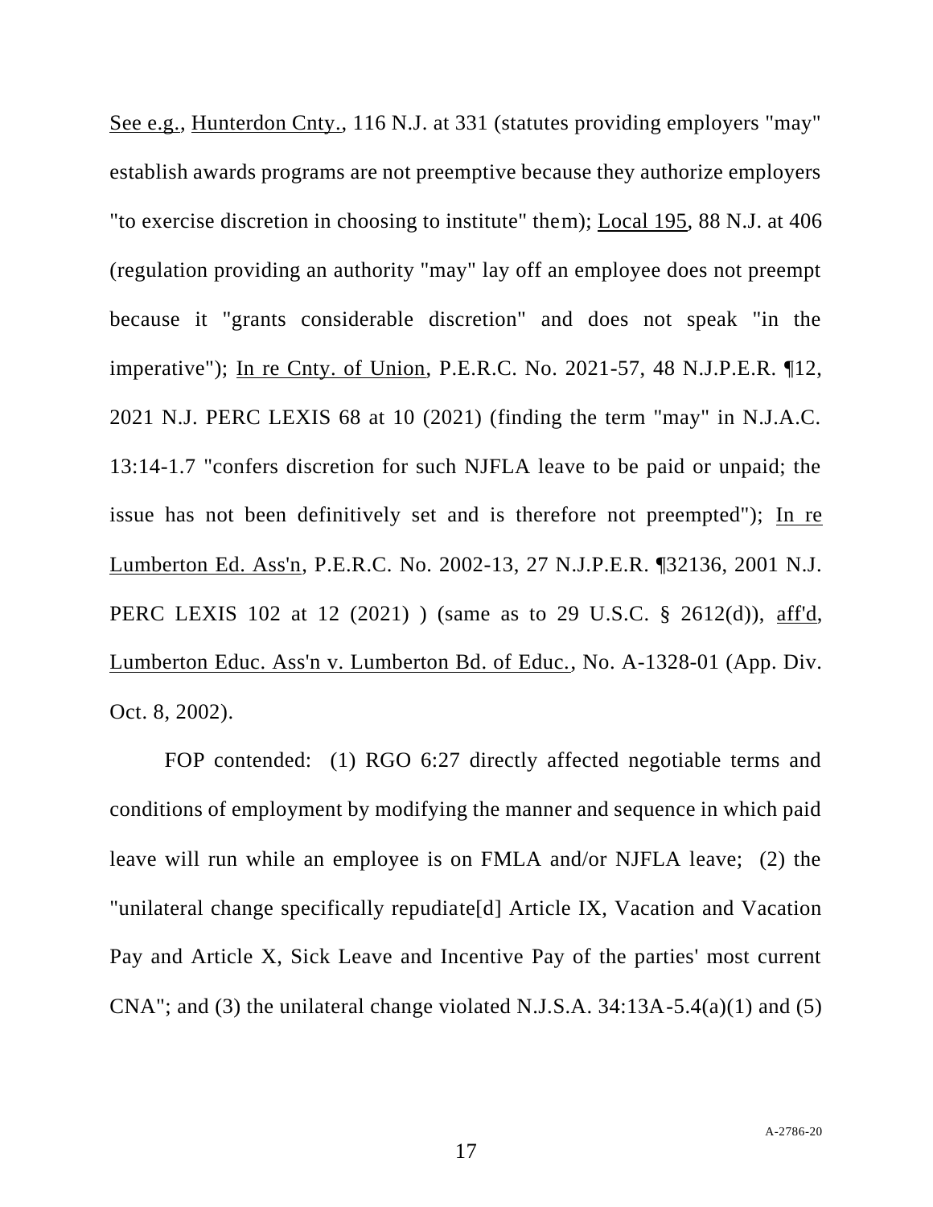See e.g., Hunterdon Cnty., 116 N.J. at 331 (statutes providing employers "may" establish awards programs are not preemptive because they authorize employers "to exercise discretion in choosing to institute" them); Local 195, 88 N.J. at 406 (regulation providing an authority "may" lay off an employee does not preempt because it "grants considerable discretion" and does not speak "in the imperative"); In re Cnty. of Union, P.E.R.C. No. 2021-57, 48 N.J.P.E.R. ¶12, 2021 N.J. PERC LEXIS 68 at 10 (2021) (finding the term "may" in N.J.A.C. 13:14-1.7 "confers discretion for such NJFLA leave to be paid or unpaid; the issue has not been definitively set and is therefore not preempted"); In re Lumberton Ed. Ass'n, P.E.R.C. No. 2002-13, 27 N.J.P.E.R. ¶32136, 2001 N.J. PERC LEXIS 102 at 12 (2021) ) (same as to 29 U.S.C. § 2612(d)), aff'd, Lumberton Educ. Ass'n v. Lumberton Bd. of Educ., No. A-1328-01 (App. Div. Oct. 8, 2002).

FOP contended: (1) RGO 6:27 directly affected negotiable terms and conditions of employment by modifying the manner and sequence in which paid leave will run while an employee is on FMLA and/or NJFLA leave; (2) the "unilateral change specifically repudiate[d] Article IX, Vacation and Vacation Pay and Article X, Sick Leave and Incentive Pay of the parties' most current CNA"; and (3) the unilateral change violated N.J.S.A. 34:13A-5.4(a)(1) and (5)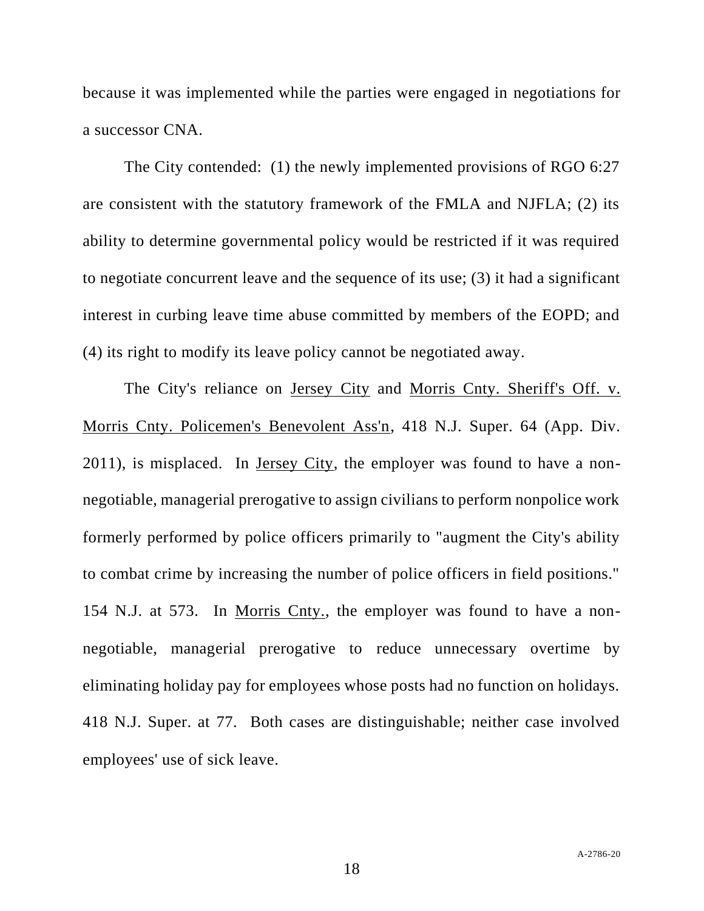because it was implemented while the parties were engaged in negotiations for a successor CNA.

The City contended: (1) the newly implemented provisions of RGO 6:27 are consistent with the statutory framework of the FMLA and NJFLA; (2) its ability to determine governmental policy would be restricted if it was required to negotiate concurrent leave and the sequence of its use; (3) it had a significant interest in curbing leave time abuse committed by members of the EOPD; and (4) its right to modify its leave policy cannot be negotiated away.

The City's reliance on Jersey City and Morris Cnty. Sheriff's Off. v. Morris Cnty. Policemen's Benevolent Ass'n, 418 N.J. Super. 64 (App. Div. 2011), is misplaced. In Jersey City, the employer was found to have a non-negotiable, managerial prerogative to assign civilians to perform nonpolice work formerly performed by police officers primarily to "augment the City's ability to combat crime by increasing the number of police officers in field positions." 154 N.J. at 573. In Morris Cnty., the employer was found to have a non-negotiable, managerial prerogative to reduce unnecessary overtime by eliminating holiday pay for employees whose posts had no function on holidays. 418 N.J. Super. at 77. Both cases are distinguishable; neither case involved employees' use of sick leave.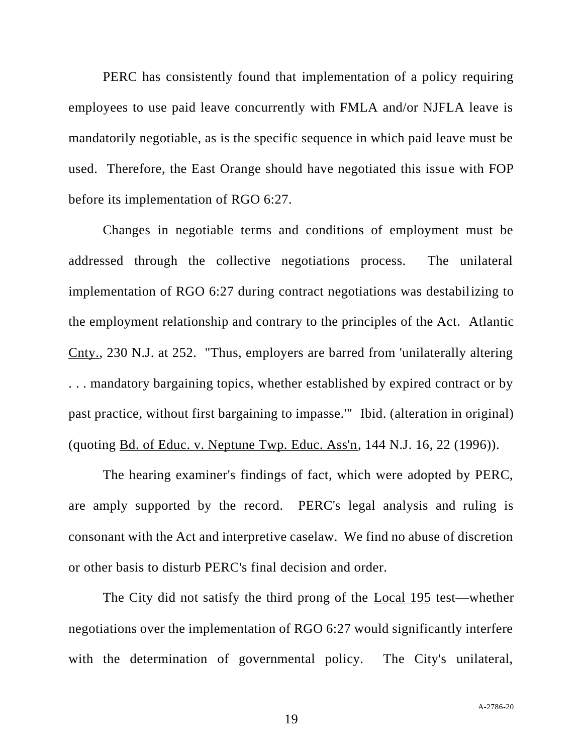PERC has consistently found that implementation of a policy requiring employees to use paid leave concurrently with FMLA and/or NJFLA leave is mandatorily negotiable, as is the specific sequence in which paid leave must be used. Therefore, the East Orange should have negotiated this issue with FOP before its implementation of RGO 6:27.

Changes in negotiable terms and conditions of employment must be addressed through the collective negotiations process. The unilateral implementation of RGO 6:27 during contract negotiations was destabilizing to the employment relationship and contrary to the principles of the Act. Atlantic Cnty., 230 N.J. at 252. "Thus, employers are barred from 'unilaterally altering . . . mandatory bargaining topics, whether established by expired contract or by past practice, without first bargaining to impasse.'" Ibid. (alteration in original) (quoting Bd. of Educ. v. Neptune Twp. Educ. Ass'n, 144 N.J. 16, 22 (1996)).

The hearing examiner's findings of fact, which were adopted by PERC, are amply supported by the record. PERC's legal analysis and ruling is consonant with the Act and interpretive caselaw. We find no abuse of discretion or other basis to disturb PERC's final decision and order.

The City did not satisfy the third prong of the Local 195 test—whether negotiations over the implementation of RGO 6:27 would significantly interfere with the determination of governmental policy. The City's unilateral,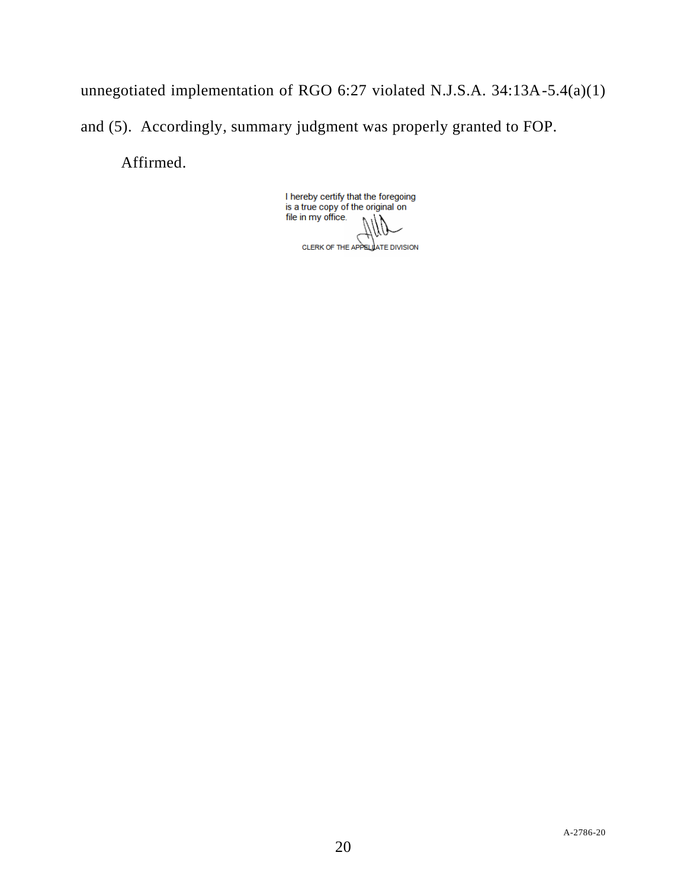unnegotiated implementation of RGO 6:27 violated N.J.S.A. 34:13A-5.4(a)(1) and (5). Accordingly, summary judgment was properly granted to FOP.

Affirmed.

I hereby certify that the foregoing is a true copy of the original on file in my office.

CLERK OF THE APPELLATE DIVISION